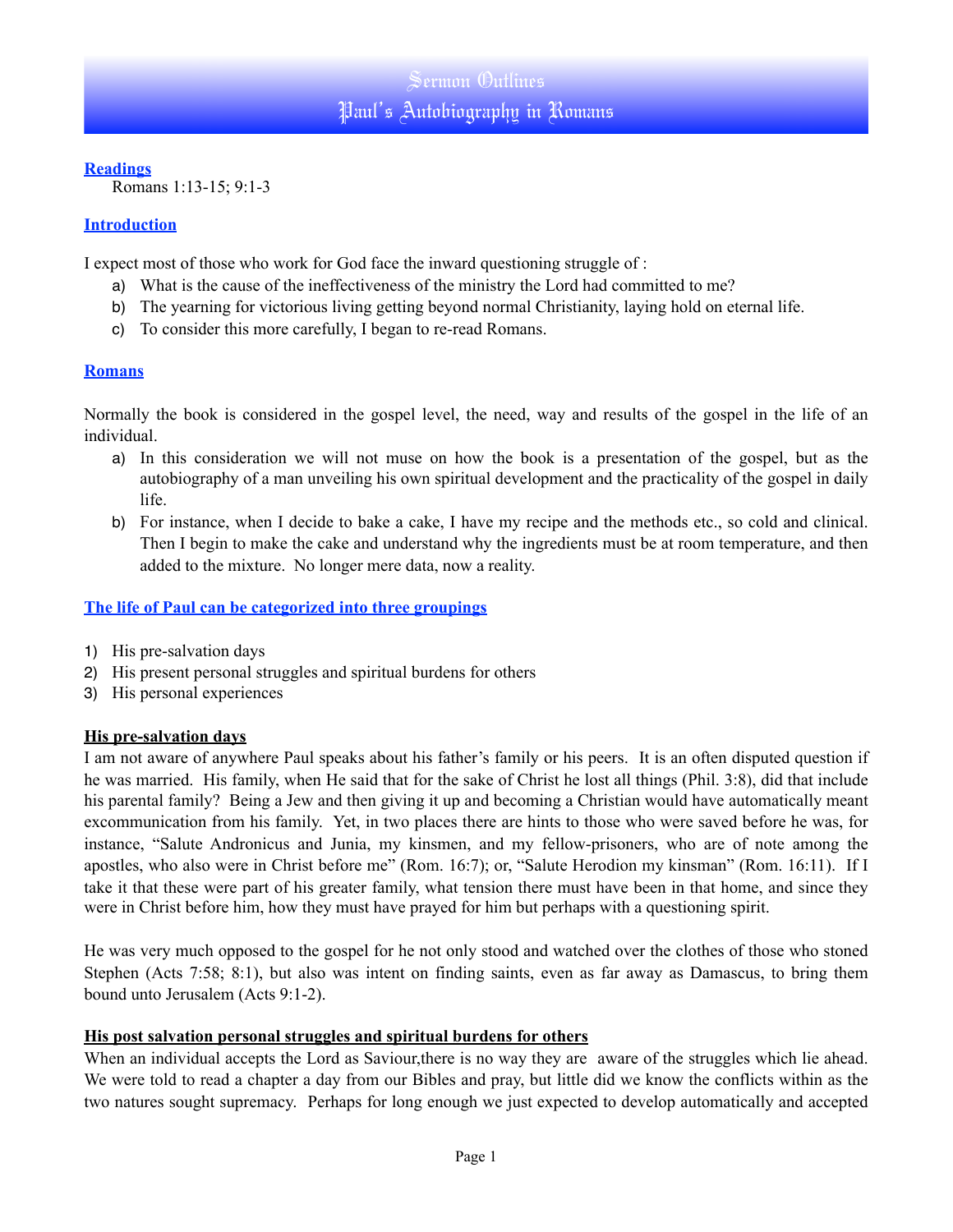# Sermon Outlines
# Paul's Autobiography in Romans

## Readings

Romans 1:13-15; 9:1-3

## Introduction

I expect most of those who work for God face the inward questioning struggle of :

a) What is the cause of the ineffectiveness of the ministry the Lord had committed to me?
b) The yearning for victorious living getting beyond normal Christianity, laying hold on eternal life.
c) To consider this more carefully, I began to re-read Romans.

## Romans

Normally the book is considered in the gospel level, the need, way and results of the gospel in the life of an individual.

a) In this consideration we will not muse on how the book is a presentation of the gospel, but as the autobiography of a man unveiling his own spiritual development and the practicality of the gospel in daily life.
b) For instance, when I decide to bake a cake, I have my recipe and the methods etc., so cold and clinical. Then I begin to make the cake and understand why the ingredients must be at room temperature, and then added to the mixture. No longer mere data, now a reality.

## The life of Paul can be categorized into three groupings

1) His pre-salvation days
2) His present personal struggles and spiritual burdens for others
3) His personal experiences

### His pre-salvation days

I am not aware of anywhere Paul speaks about his father's family or his peers. It is an often disputed question if he was married. His family, when He said that for the sake of Christ he lost all things (Phil. 3:8), did that include his parental family? Being a Jew and then giving it up and becoming a Christian would have automatically meant excommunication from his family. Yet, in two places there are hints to those who were saved before he was, for instance, "Salute Andronicus and Junia, my kinsmen, and my fellow-prisoners, who are of note among the apostles, who also were in Christ before me" (Rom. 16:7); or, "Salute Herodion my kinsman" (Rom. 16:11). If I take it that these were part of his greater family, what tension there must have been in that home, and since they were in Christ before him, how they must have prayed for him but perhaps with a questioning spirit.

He was very much opposed to the gospel for he not only stood and watched over the clothes of those who stoned Stephen (Acts 7:58; 8:1), but also was intent on finding saints, even as far away as Damascus, to bring them bound unto Jerusalem (Acts 9:1-2).

### His post salvation personal struggles and spiritual burdens for others

When an individual accepts the Lord as Saviour,there is no way they are aware of the struggles which lie ahead. We were told to read a chapter a day from our Bibles and pray, but little did we know the conflicts within as the two natures sought supremacy. Perhaps for long enough we just expected to develop automatically and accepted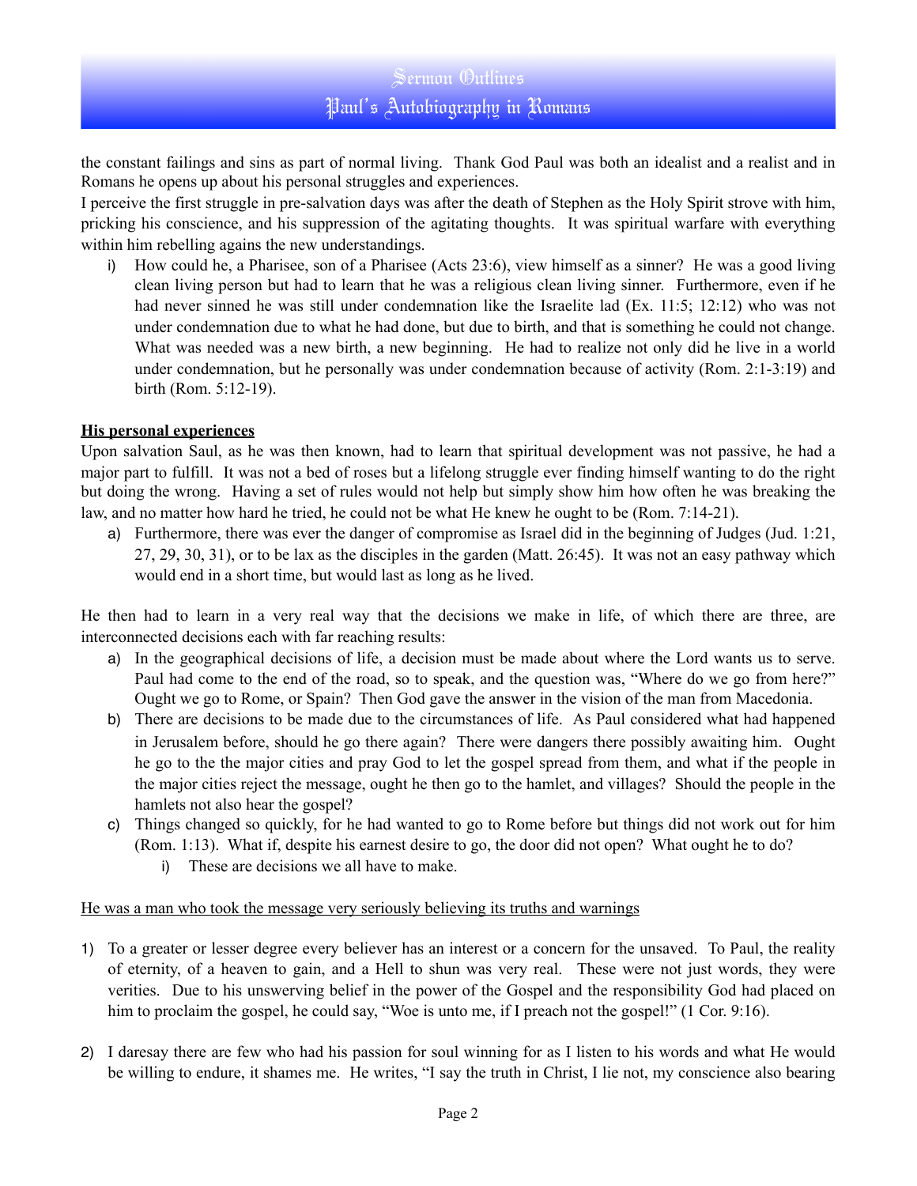the constant failings and sins as part of normal living. Thank God Paul was both an idealist and a realist and in Romans he opens up about his personal struggles and experiences.

I perceive the first struggle in pre-salvation days was after the death of Stephen as the Holy Spirit strove with him, pricking his conscience, and his suppression of the agitating thoughts. It was spiritual warfare with everything within him rebelling agains the new understandings.

i) How could he, a Pharisee, son of a Pharisee (Acts 23:6), view himself as a sinner? He was a good living clean living person but had to learn that he was a religious clean living sinner. Furthermore, even if he had never sinned he was still under condemnation like the Israelite lad (Ex. 11:5; 12:12) who was not under condemnation due to what he had done, but due to birth, and that is something he could not change. What was needed was a new birth, a new beginning. He had to realize not only did he live in a world under condemnation, but he personally was under condemnation because of activity (Rom. 2:1-3:19) and birth (Rom. 5:12-19).

**<u>His personal experiences</u>**

Upon salvation Saul, as he was then known, had to learn that spiritual development was not passive, he had a major part to fulfill. It was not a bed of roses but a lifelong struggle ever finding himself wanting to do the right but doing the wrong. Having a set of rules would not help but simply show him how often he was breaking the law, and no matter how hard he tried, he could not be what He knew he ought to be (Rom. 7:14-21).

a) Furthermore, there was ever the danger of compromise as Israel did in the beginning of Judges (Jud. 1:21, 27, 29, 30, 31), or to be lax as the disciples in the garden (Matt. 26:45). It was not an easy pathway which would end in a short time, but would last as long as he lived.

He then had to learn in a very real way that the decisions we make in life, of which there are three, are interconnected decisions each with far reaching results:

a) In the geographical decisions of life, a decision must be made about where the Lord wants us to serve. Paul had come to the end of the road, so to speak, and the question was, "Where do we go from here?" Ought we go to Rome, or Spain? Then God gave the answer in the vision of the man from Macedonia.
b) There are decisions to be made due to the circumstances of life. As Paul considered what had happened in Jerusalem before, should he go there again? There were dangers there possibly awaiting him. Ought he go to the the major cities and pray God to let the gospel spread from them, and what if the people in the major cities reject the message, ought he then go to the hamlet, and villages? Should the people in the hamlets not also hear the gospel?
c) Things changed so quickly, for he had wanted to go to Rome before but things did not work out for him (Rom. 1:13). What if, despite his earnest desire to go, the door did not open? What ought he to do?
    i) These are decisions we all have to make.

<u>He was a man who took the message very seriously believing its truths and warnings</u>

1) To a greater or lesser degree every believer has an interest or a concern for the unsaved. To Paul, the reality of eternity, of a heaven to gain, and a Hell to shun was very real. These were not just words, they were verities. Due to his unswerving belief in the power of the Gospel and the responsibility God had placed on him to proclaim the gospel, he could say, "Woe is unto me, if I preach not the gospel!" (1 Cor. 9:16).

2) I daresay there are few who had his passion for soul winning for as I listen to his words and what He would be willing to endure, it shames me. He writes, "I say the truth in Christ, I lie not, my conscience also bearing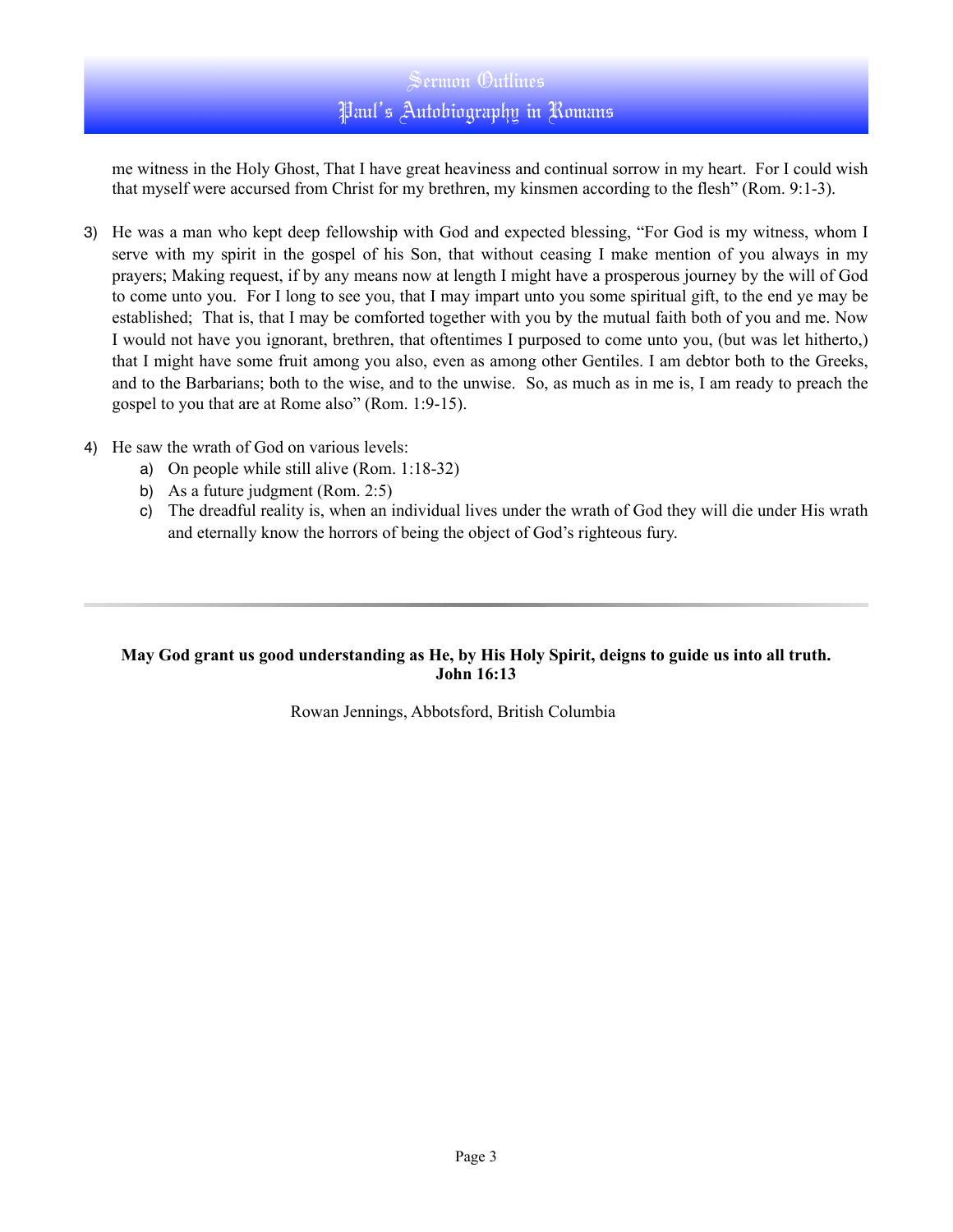me witness in the Holy Ghost, That I have great heaviness and continual sorrow in my heart. For I could wish that myself were accursed from Christ for my brethren, my kinsmen according to the flesh" (Rom. 9:1-3).

3) He was a man who kept deep fellowship with God and expected blessing, "For God is my witness, whom I serve with my spirit in the gospel of his Son, that without ceasing I make mention of you always in my prayers; Making request, if by any means now at length I might have a prosperous journey by the will of God to come unto you. For I long to see you, that I may impart unto you some spiritual gift, to the end ye may be established; That is, that I may be comforted together with you by the mutual faith both of you and me. Now I would not have you ignorant, brethren, that oftentimes I purposed to come unto you, (but was let hitherto,) that I might have some fruit among you also, even as among other Gentiles. I am debtor both to the Greeks, and to the Barbarians; both to the wise, and to the unwise. So, as much as in me is, I am ready to preach the gospel to you that are at Rome also" (Rom. 1:9-15).

4) He saw the wrath of God on various levels:
   a) On people while still alive (Rom. 1:18-32)
   b) As a future judgment (Rom. 2:5)
   c) The dreadful reality is, when an individual lives under the wrath of God they will die under His wrath and eternally know the horrors of being the object of God's righteous fury.

---

**May God grant us good understanding as He, by His Holy Spirit, deigns to guide us into all truth. John 16:13**

Rowan Jennings, Abbotsford, British Columbia